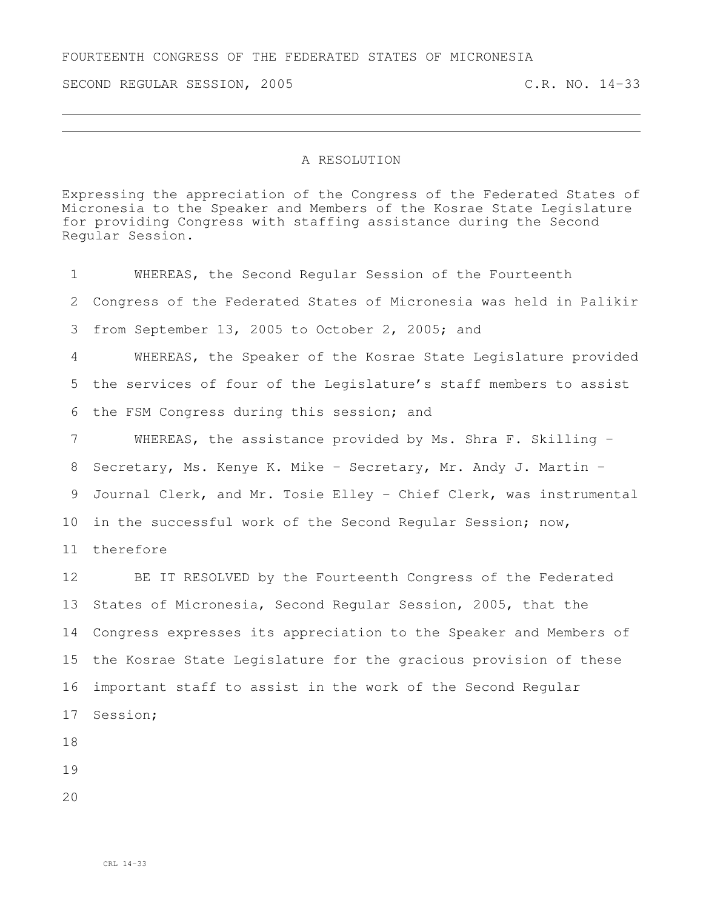FOURTEENTH CONGRESS OF THE FEDERATED STATES OF MICRONESIA

SECOND REGULAR SESSION, 2005 C.R. NO. 14-33

---

# A RESOLUTION

Expressing the appreciation of the Congress of the Federated States of Micronesia to the Speaker and Members of the Kosrae State Legislature for providing Congress with staffing assistance during the Second Regular Session.

WHEREAS, the Second Regular Session of the Fourteenth Congress of the Federated States of Micronesia was held in Palikir from September 13, 2005 to October 2, 2005; and

WHEREAS, the Speaker of the Kosrae State Legislature provided the services of four of the Legislature's staff members to assist the FSM Congress during this session; and

WHEREAS, the assistance provided by Ms. Shra F. Skilling - Secretary, Ms. Kenye K. Mike - Secretary, Mr. Andy J. Martin - Journal Clerk, and Mr. Tosie Elley - Chief Clerk, was instrumental in the successful work of the Second Regular Session; now, therefore

BE IT RESOLVED by the Fourteenth Congress of the Federated States of Micronesia, Second Regular Session, 2005, that the Congress expresses its appreciation to the Speaker and Members of the Kosrae State Legislature for the gracious provision of these important staff to assist in the work of the Second Regular Session;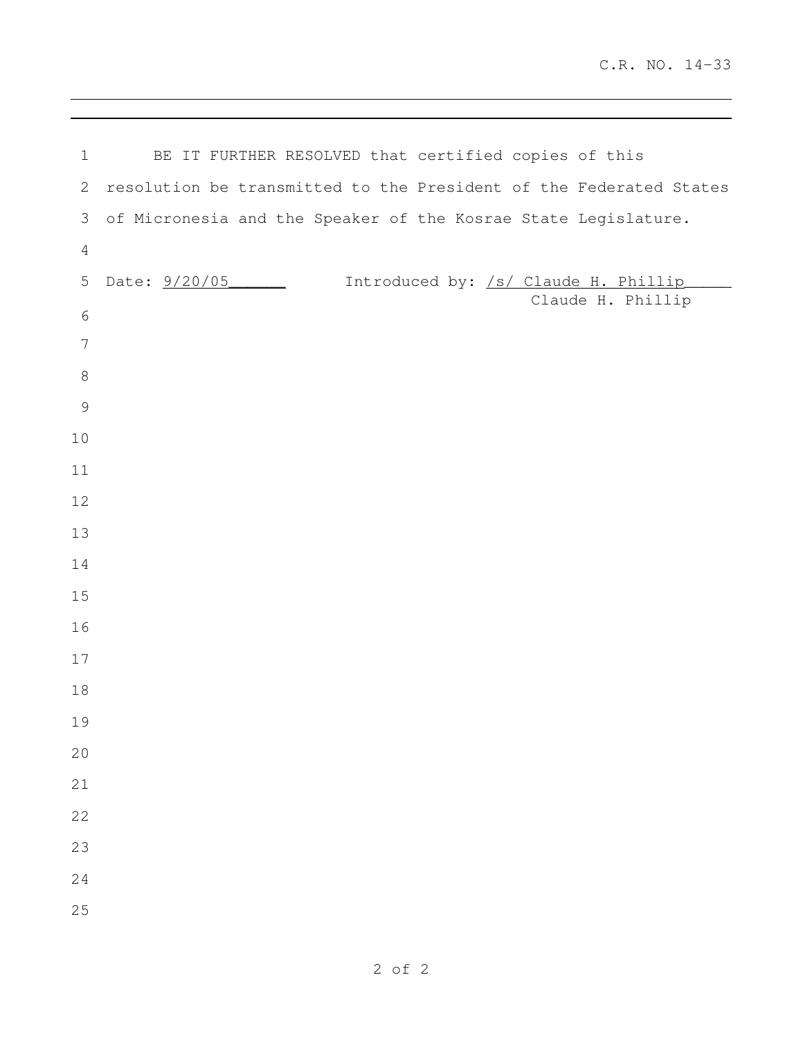BE IT FURTHER RESOLVED that certified copies of this resolution be transmitted to the President of the Federated States of Micronesia and the Speaker of the Kosrae State Legislature.

Date: 9/20/05 Introduced by: /s/ Claude H. Phillip
Claude H. Phillip